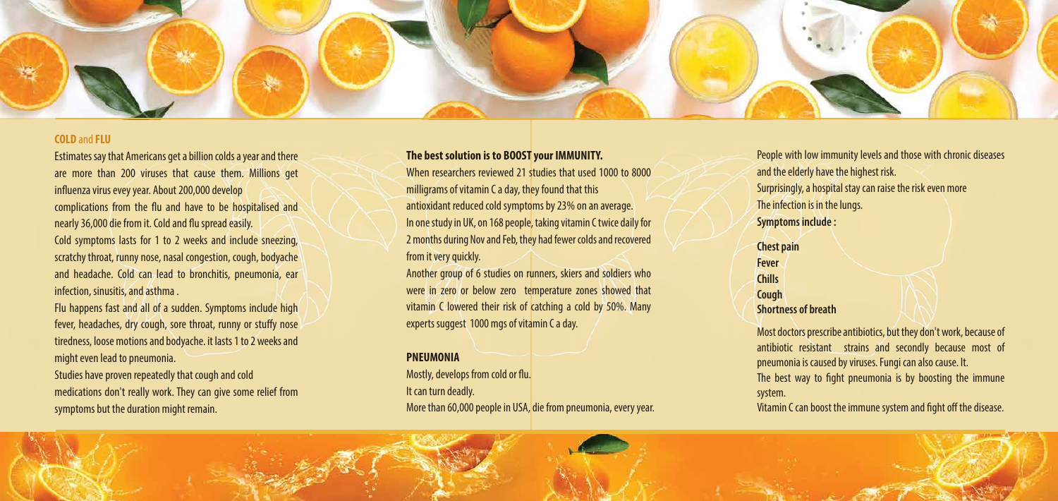## COLD and FLU

Estimates say that Americans get a billion colds a year and there are more than 200 viruses that cause them. Millions get influenza virus evey year. About 200,000 develop complications from the flu and have to be hospitalised and nearly 36,000 die from it. Cold and flu spread easily.

Cold symptoms lasts for 1 to 2 weeks and include sneezing, scratchy throat, runny nose, nasal congestion, cough, bodyache and headache. Cold can lead to bronchitis, pneumonia, ear infection, sinusitis, and asthma .

Flu happens fast and all of a sudden. Symptoms include high fever, headaches, dry cough, sore throat, runny or stuffy nose tiredness, loose motions and bodyache. it lasts 1 to 2 weeks and might even lead to pneumonia.

Studies have proven repeatedly that cough and cold medications don't really work. They can give some relief from symptoms but the duration might remain.

**The best solution is to BOOST your IMMUNITY.**

When researchers reviewed 21 studies that used 1000 to 8000 milligrams of vitamin C a day, they found that this antioxidant reduced cold symptoms by 23% on an average.

In one study in UK, on 168 people, taking vitamin C twice daily for 2 months during Nov and Feb, they had fewer colds and recovered from it very quickly.

Another group of 6 studies on runners, skiers and soldiers who were in zero or below zero temperature zones showed that vitamin C lowered their risk of catching a cold by 50%. Many experts suggest 1000 mgs of vitamin C a day.

## PNEUMONIA

Mostly, develops from cold or flu.

It can turn deadly.

More than 60,000 people in USA, die from pneumonia, every year.

People with low immunity levels and those with chronic diseases and the elderly have the highest risk.

Surprisingly, a hospital stay can raise the risk even more

The infection is in the lungs.

**Symptoms include :**

**Chest pain**
**Fever**
**Chills**
**Cough**
**Shortness of breath**

Most doctors prescribe antibiotics, but they don't work, because of antibiotic resistant strains and secondly because most of pneumonia is caused by viruses. Fungi can also cause. It.

The best way to fight pneumonia is by boosting the immune system.

Vitamin C can boost the immune system and fight off the disease.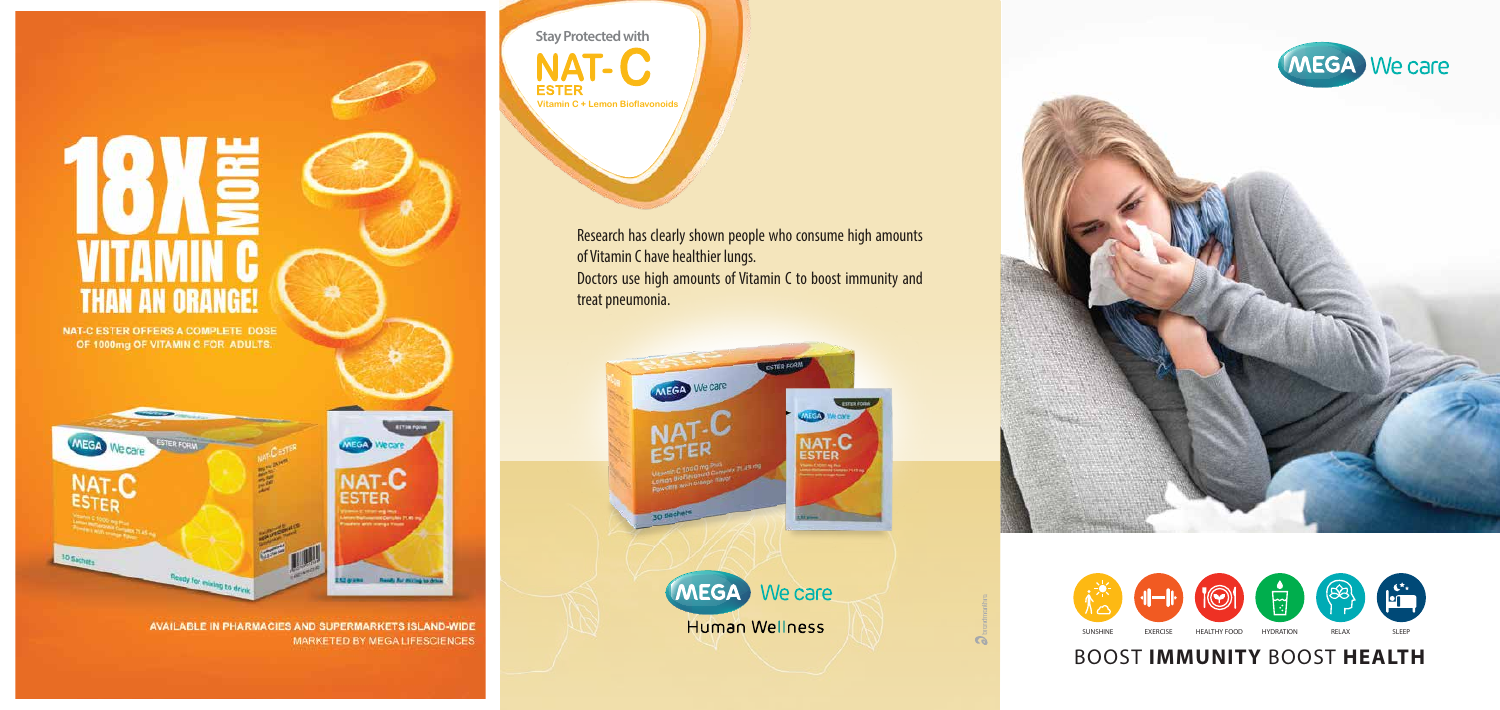# 18X MORE VITAMIN C THAN AN ORANGE!

NAT-C ESTER OFFERS A COMPLETE DOSE OF 1000mg OF VITAMIN C FOR ADULTS.

AVAILABLE IN PHARMACIES AND SUPERMARKETS ISLAND-WIDE

MARKETED BY MEGA LIFESCIENCES

Stay Protected with

## NAT-C ESTER

Vitamin C + Lemon Bioflavonoids

Research has clearly shown people who consume high amounts of Vitamin C have healthier lungs.

Doctors use high amounts of Vitamin C to boost immunity and treat pneumonia.

MEGA We care

Human Wellness

MEGA We care

SUNSHINE

EXERCISE

HEALTHY FOOD

HYDRATION

RELAX

SLEEP

BOOST **IMMUNITY** BOOST **HEALTH**